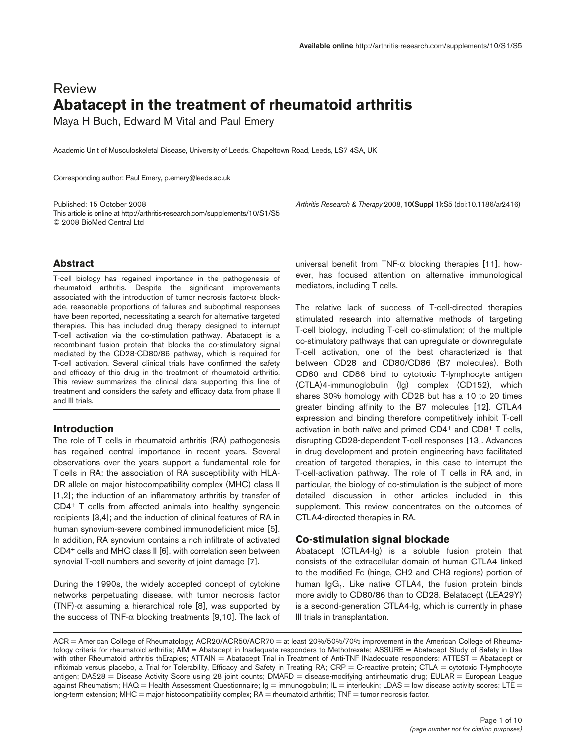Review

# Abatacept in the treatment of rheumatoid arthritis

Maya H Buch, Edward M Vital and Paul Emery

Academic Unit of Musculoskeletal Disease, University of Leeds, Chapeltown Road, Leeds, LS7 4SA, UK

Corresponding author: Paul Emery, p.emery@leeds.ac.uk

Published: 15 October 2008
This article is online at http://arthritis-research.com/supplements/10/S1/S5
© 2008 BioMed Central Ltd

*Arthritis Research & Therapy* 2008, **10(Suppl 1):**S5 (doi:10.1186/ar2416)

## Abstract

T-cell biology has regained importance in the pathogenesis of rheumatoid arthritis. Despite the significant improvements associated with the introduction of tumor necrosis factor-α blockade, reasonable proportions of failures and suboptimal responses have been reported, necessitating a search for alternative targeted therapies. This has included drug therapy designed to interrupt T-cell activation via the co-stimulation pathway. Abatacept is a recombinant fusion protein that blocks the co-stimulatory signal mediated by the CD28-CD80/86 pathway, which is required for T-cell activation. Several clinical trials have confirmed the safety and efficacy of this drug in the treatment of rheumatoid arthritis. This review summarizes the clinical data supporting this line of treatment and considers the safety and efficacy data from phase II and III trials.

## Introduction

The role of T cells in rheumatoid arthritis (RA) pathogenesis has regained central importance in recent years. Several observations over the years support a fundamental role for T cells in RA: the association of RA susceptibility with HLA-DR allele on major histocompatibility complex (MHC) class II [1,2]; the induction of an inflammatory arthritis by transfer of $CD4^+$ T cells from affected animals into healthy syngeneic recipients [3,4]; and the induction of clinical features of RA in human synovium-severe combined immunodeficient mice [5]. In addition, RA synovium contains a rich infiltrate of activated $CD4^+$ cells and MHC class II [6], with correlation seen between synovial T-cell numbers and severity of joint damage [7].

During the 1990s, the widely accepted concept of cytokine networks perpetuating disease, with tumor necrosis factor (TNF)-α assuming a hierarchical role [8], was supported by the success of TNF-α blocking treatments [9,10]. The lack of universal benefit from TNF-α blocking therapies [11], however, has focused attention on alternative immunological mediators, including T cells.

The relative lack of success of T-cell-directed therapies stimulated research into alternative methods of targeting T-cell biology, including T-cell co-stimulation; of the multiple co-stimulatory pathways that can upregulate or downregulate T-cell activation, one of the best characterized is that between CD28 and CD80/CD86 (B7 molecules). Both CD80 and CD86 bind to cytotoxic T-lymphocyte antigen (CTLA)4-immunoglobulin (Ig) complex (CD152), which shares 30% homology with CD28 but has a 10 to 20 times greater binding affinity to the B7 molecules [12]. CTLA4 expression and binding therefore competitively inhibit T-cell activation in both naïve and primed $CD4^+$ and $CD8^+$ T cells, disrupting CD28-dependent T-cell responses [13]. Advances in drug development and protein engineering have facilitated creation of targeted therapies, in this case to interrupt the T-cell-activation pathway. The role of T cells in RA and, in particular, the biology of co-stimulation is the subject of more detailed discussion in other articles included in this supplement. This review concentrates on the outcomes of CTLA4-directed therapies in RA.

## Co-stimulation signal blockade

Abatacept (CTLA4-Ig) is a soluble fusion protein that consists of the extracellular domain of human CTLA4 linked to the modified Fc (hinge, CH2 and CH3 regions) portion of human $IgG_1$. Like native CTLA4, the fusion protein binds more avidly to CD80/86 than to CD28. Belatacept (LEA29Y) is a second-generation CTLA4-Ig, which is currently in phase III trials in transplantation.

ACR = American College of Rheumatology; ACR20/ACR50/ACR70 = at least 20%/50%/70% improvement in the American College of Rheumatology criteria for rheumatoid arthritis; AIM = Abatacept in Inadequate responders to Methotrexate; ASSURE = Abatacept Study of Safety in Use with other Rheumatoid arthritis thErapies; ATTAIN = Abatacept Trial in Treatment of Anti-TNF INadequate responders; ATTEST = Abatacept or infliximab versus placebo, a Trial for Tolerability, Efficacy and Safety in Treating RA; CRP = C-reactive protein; CTLA = cytotoxic T-lymphocyte antigen; DAS28 = Disease Activity Score using 28 joint counts; DMARD = disease-modifying antirheumatic drug; EULAR = European League against Rheumatism; HAQ = Health Assessment Questionnaire; Ig = immunogobulin; IL = interleukin; LDAS = low disease activity scores; LTE = long-term extension; MHC = major histocompatibility complex; RA = rheumatoid arthritis; TNF = tumor necrosis factor.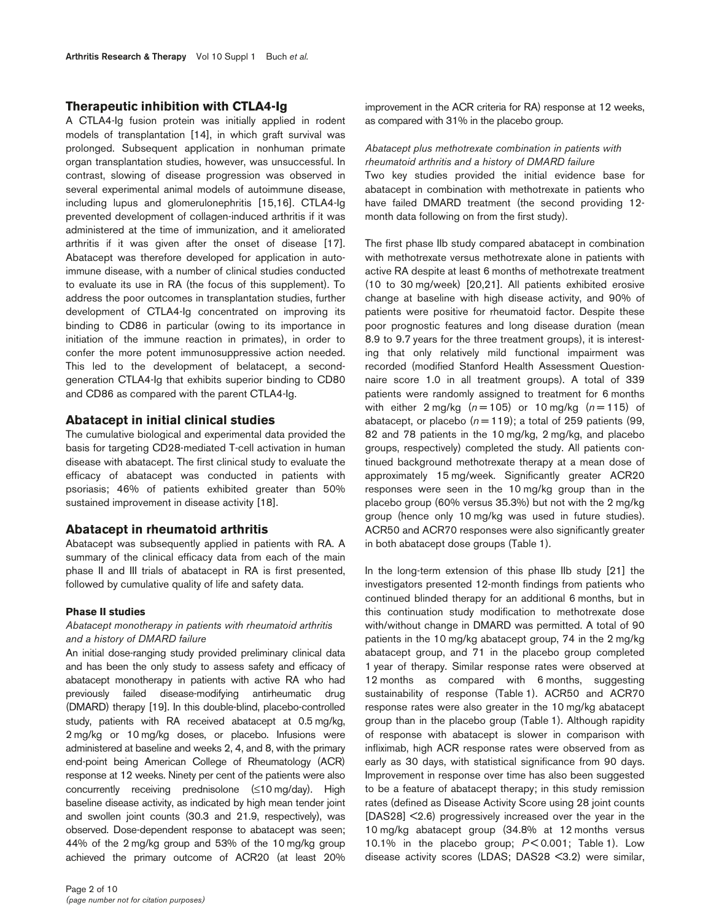## Therapeutic inhibition with CTLA4-Ig

A CTLA4-Ig fusion protein was initially applied in rodent models of transplantation [14], in which graft survival was prolonged. Subsequent application in nonhuman primate organ transplantation studies, however, was unsuccessful. In contrast, slowing of disease progression was observed in several experimental animal models of autoimmune disease, including lupus and glomerulonephritis [15,16]. CTLA4-Ig prevented development of collagen-induced arthritis if it was administered at the time of immunization, and it ameliorated arthritis if it was given after the onset of disease [17]. Abatacept was therefore developed for application in autoimmune disease, with a number of clinical studies conducted to evaluate its use in RA (the focus of this supplement). To address the poor outcomes in transplantation studies, further development of CTLA4-Ig concentrated on improving its binding to CD86 in particular (owing to its importance in initiation of the immune reaction in primates), in order to confer the more potent immunosuppressive action needed. This led to the development of belatacept, a second-generation CTLA4-Ig that exhibits superior binding to CD80 and CD86 as compared with the parent CTLA4-Ig.

## Abatacept in initial clinical studies

The cumulative biological and experimental data provided the basis for targeting CD28-mediated T-cell activation in human disease with abatacept. The first clinical study to evaluate the efficacy of abatacept was conducted in patients with psoriasis; 46% of patients exhibited greater than 50% sustained improvement in disease activity [18].

## Abatacept in rheumatoid arthritis

Abatacept was subsequently applied in patients with RA. A summary of the clinical efficacy data from each of the main phase II and III trials of abatacept in RA is first presented, followed by cumulative quality of life and safety data.

### Phase II studies

*Abatacept monotherapy in patients with rheumatoid arthritis and a history of DMARD failure*

An initial dose-ranging study provided preliminary clinical data and has been the only study to assess safety and efficacy of abatacept monotherapy in patients with active RA who had previously failed disease-modifying antirheumatic drug (DMARD) therapy [19]. In this double-blind, placebo-controlled study, patients with RA received abatacept at 0.5 mg/kg, 2 mg/kg or 10 mg/kg doses, or placebo. Infusions were administered at baseline and weeks 2, 4, and 8, with the primary end-point being American College of Rheumatology (ACR) response at 12 weeks. Ninety per cent of the patients were also concurrently receiving prednisolone (≤10 mg/day). High baseline disease activity, as indicated by high mean tender joint and swollen joint counts (30.3 and 21.9, respectively), was observed. Dose-dependent response to abatacept was seen; 44% of the 2 mg/kg group and 53% of the 10 mg/kg group achieved the primary outcome of ACR20 (at least 20% improvement in the ACR criteria for RA) response at 12 weeks, as compared with 31% in the placebo group.

*Abatacept plus methotrexate combination in patients with rheumatoid arthritis and a history of DMARD failure*

Two key studies provided the initial evidence base for abatacept in combination with methotrexate in patients who have failed DMARD treatment (the second providing 12-month data following on from the first study).

The first phase IIb study compared abatacept in combination with methotrexate versus methotrexate alone in patients with active RA despite at least 6 months of methotrexate treatment (10 to 30 mg/week) [20,21]. All patients exhibited erosive change at baseline with high disease activity, and 90% of patients were positive for rheumatoid factor. Despite these poor prognostic features and long disease duration (mean 8.9 to 9.7 years for the three treatment groups), it is interesting that only relatively mild functional impairment was recorded (modified Stanford Health Assessment Questionnaire score 1.0 in all treatment groups). A total of 339 patients were randomly assigned to treatment for 6 months with either 2 mg/kg ($n = 105$) or 10 mg/kg ($n = 115$) of abatacept, or placebo ($n = 119$); a total of 259 patients (99, 82 and 78 patients in the 10 mg/kg, 2 mg/kg, and placebo groups, respectively) completed the study. All patients continued background methotrexate therapy at a mean dose of approximately 15 mg/week. Significantly greater ACR20 responses were seen in the 10 mg/kg group than in the placebo group (60% versus 35.3%) but not with the 2 mg/kg group (hence only 10 mg/kg was used in future studies). ACR50 and ACR70 responses were also significantly greater in both abatacept dose groups (Table 1).

In the long-term extension of this phase IIb study [21] the investigators presented 12-month findings from patients who continued blinded therapy for an additional 6 months, but in this continuation study modification to methotrexate dose with/without change in DMARD was permitted. A total of 90 patients in the 10 mg/kg abatacept group, 74 in the 2 mg/kg abatacept group, and 71 in the placebo group completed 1 year of therapy. Similar response rates were observed at 12 months as compared with 6 months, suggesting sustainability of response (Table 1). ACR50 and ACR70 response rates were also greater in the 10 mg/kg abatacept group than in the placebo group (Table 1). Although rapidity of response with abatacept is slower in comparison with infliximab, high ACR response rates were observed from as early as 30 days, with statistical significance from 90 days. Improvement in response over time has also been suggested to be a feature of abatacept therapy; in this study remission rates (defined as Disease Activity Score using 28 joint counts [DAS28] <2.6) progressively increased over the year in the 10 mg/kg abatacept group (34.8% at 12 months versus 10.1% in the placebo group; $P < 0.001$; Table 1). Low disease activity scores (LDAS; DAS28 <3.2) were similar,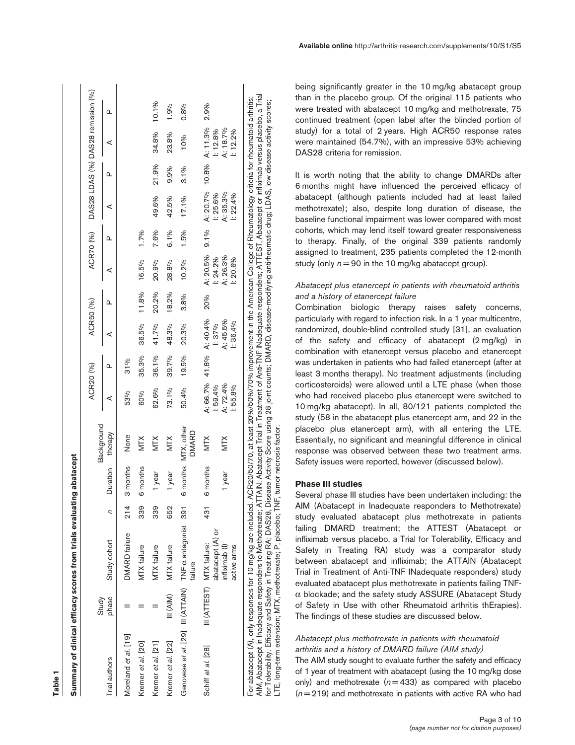**Table 1**

**Summary of clinical efficacy scores from trials evaluating abatacept**

| Trial authors | Study phase | Study cohort | *n* | Duration | Background therapy | ACR20 (%) | | ACR50 (%) | | ACR70 (%) | | DAS28 LDAS (%) | | DAS28 remission (%) | |
|---|---|---|---|---|---|---|---|---|---|---|---|---|---|---|---|
| | | | | | | A | P | A | P | A | P | A | P | A | P |
| Moreland *et al.* [19] | II | DMARD failure | 214 | 3 months | None | 53% | 31% | | | | | | | | |
| Kremer *et al.* [20] | II | MTX failure | 339 | 6 months | MTX | 60% | 35.3% | 36.5% | 11.8% | 16.5% | 1.7% | | | | |
| Kremer *et al.* [21] | II | MTX failure | 339 | 1 year | MTX | 62.6% | 36.1% | 41.7% | 20.2% | 20.9% | 7.6% | 49.6% | 21.9% | 34.8% | 10.1% |
| Kremer *et al.* [22] | III (AIM) | MTX failure | 652 | 1 year | MTX | 73.1% | 39.7% | 48.3% | 18.2% | 28.8% | 6.1% | 42.5% | 9.9% | 23.8% | 1.9% |
| Genovese *et al.* [29] | III (ATTAIN) | TNF-α antagonist failure | 391 | 6 months | MTX, other DMARD | 50.4% | 19.5% | 20.3% | 3.8% | 10.2% | 1.5% | 17.1% | 3.1% | 10% | 0.8% |
| Schiff *et al.* [28] | III (ATTEST) | MTX failure: abatacept (A) or infliximab (I) active arms | 431 | 6 months | MTX | A: 66.7% I: 59.4% | 41.8% | A: 40.4% I: 37% | 20% | A: 20.5% I: 24.2% | 9.1% | A: 20.7% I: 25.6% | 10.8% | A: 11.3% I: 12.8% | 2.9% |
| | | | | 1 year | MTX | A: 72.4% I: 55.8% | | A: 45.5% I: 36.4% | | A: 26.3% I: 20.6% | | A: 35.3% I: 22.4% | | A: 18.7% I: 12.2% | |

For abatacept (A), only responses for 10 mg/kg are included. ACR20/50/70, at least 20%/50%/70% improvement in the American College of Rheumatology criteria for rheumatoid arthritis; AIM, Abatacept in Inadequate responders to Methotrexate; ATTAIN, Abatacept Trial in Treatment of Anti-TNF INadequate responders; ATTEST, Abatacept or infliximab versus placebo, a Trial for Tolerability, Efficacy and Safety in Treating RA; DAS28, Disease Activity Score using 28 joint counts; DMARD, disease-modifying antirheumatic drug; LDAS, low disease activity scores; LTE, long-term extension; MTX, methotrexate; P, placebo; TNF, tumor necrosis factor.

being significantly greater in the 10 mg/kg abatacept group than in the placebo group. Of the original 115 patients who were treated with abatacept 10 mg/kg and methotrexate, 75 continued treatment (open label after the blinded portion of study) for a total of 2 years. High ACR50 response rates were maintained (54.7%), with an impressive 53% achieving DAS28 criteria for remission.

It is worth noting that the ability to change DMARDs after 6 months might have influenced the perceived efficacy of abatacept (although patients included had at least failed methotrexate); also, despite long duration of disease, the baseline functional impairment was lower compared with most cohorts, which may lend itself toward greater responsiveness to therapy. Finally, of the original 339 patients randomly assigned to treatment, 235 patients completed the 12-month study (only $n = 90$ in the 10 mg/kg abatacept group).

*Abatacept plus etanercept in patients with rheumatoid arthritis and a history of etanercept failure*

Combination biologic therapy raises safety concerns, particularly with regard to infection risk. In a 1 year multicentre, randomized, double-blind controlled study [31], an evaluation of the safety and efficacy of abatacept (2 mg/kg) in combination with etanercept versus placebo and etanercept was undertaken in patients who had failed etanercept (after at least 3 months therapy). No treatment adjustments (including corticosteroids) were allowed until a LTE phase (when those who had received placebo plus etanercept were switched to 10 mg/kg abatacept). In all, 80/121 patients completed the study (58 in the abatacept plus etanercept arm, and 22 in the placebo plus etanercept arm), with all entering the LTE. Essentially, no significant and meaningful difference in clinical response was observed between these two treatment arms. Safety issues were reported, however (discussed below).

**Phase III studies**

Several phase III studies have been undertaken including: the AIM (Abatacept in Inadequate responders to Methotrexate) study evaluated abatacept plus methotrexate in patients failing DMARD treatment; the ATTEST (Abatacept or infliximab versus placebo, a Trial for Tolerability, Efficacy and Safety in Treating RA) study was a comparator study between abatacept and infliximab; the ATTAIN (Abatacept Trial in Treatment of Anti-TNF INadequate responders) study evaluated abatacept plus methotrexate in patients failing TNF-α blockade; and the safety study ASSURE (Abatacept Study of Safety in Use with other Rheumatoid arthritis thErapies). The findings of these studies are discussed below.

*Abatacept plus methotrexate in patients with rheumatoid arthritis and a history of DMARD failure (AIM study)*

The AIM study sought to evaluate further the safety and efficacy of 1 year of treatment with abatacept (using the 10 mg/kg dose only) and methotrexate ($n = 433$) as compared with placebo ($n = 219$) and methotrexate in patients with active RA who had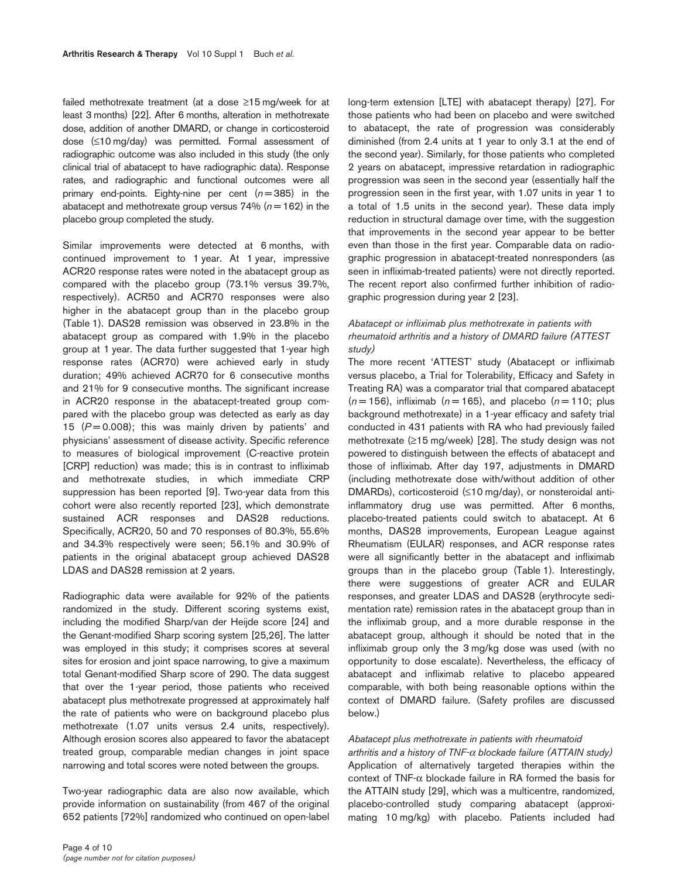failed methotrexate treatment (at a dose ≥15 mg/week for at least 3 months) [22]. After 6 months, alteration in methotrexate dose, addition of another DMARD, or change in corticosteroid dose (≤10 mg/day) was permitted. Formal assessment of radiographic outcome was also included in this study (the only clinical trial of abatacept to have radiographic data). Response rates, and radiographic and functional outcomes were all primary end-points. Eighty-nine per cent ($n = 385$) in the abatacept and methotrexate group versus 74% ($n = 162$) in the placebo group completed the study.

Similar improvements were detected at 6 months, with continued improvement to 1 year. At 1 year, impressive ACR20 response rates were noted in the abatacept group as compared with the placebo group (73.1% versus 39.7%, respectively). ACR50 and ACR70 responses were also higher in the abatacept group than in the placebo group (Table 1). DAS28 remission was observed in 23.8% in the abatacept group as compared with 1.9% in the placebo group at 1 year. The data further suggested that 1-year high response rates (ACR70) were achieved early in study duration; 49% achieved ACR70 for 6 consecutive months and 21% for 9 consecutive months. The significant increase in ACR20 response in the abatacept-treated group compared with the placebo group was detected as early as day 15 ($P = 0.008$); this was mainly driven by patients' and physicians' assessment of disease activity. Specific reference to measures of biological improvement (C-reactive protein [CRP] reduction) was made; this is in contrast to infliximab and methotrexate studies, in which immediate CRP suppression has been reported [9]. Two-year data from this cohort were also recently reported [23], which demonstrate sustained ACR responses and DAS28 reductions. Specifically, ACR20, 50 and 70 responses of 80.3%, 55.6% and 34.3% respectively were seen; 56.1% and 30.9% of patients in the original abatacept group achieved DAS28 LDAS and DAS28 remission at 2 years.

Radiographic data were available for 92% of the patients randomized in the study. Different scoring systems exist, including the modified Sharp/van der Heijde score [24] and the Genant-modified Sharp scoring system [25,26]. The latter was employed in this study; it comprises scores at several sites for erosion and joint space narrowing, to give a maximum total Genant-modified Sharp score of 290. The data suggest that over the 1-year period, those patients who received abatacept plus methotrexate progressed at approximately half the rate of patients who were on background placebo plus methotrexate (1.07 units versus 2.4 units, respectively). Although erosion scores also appeared to favor the abatacept treated group, comparable median changes in joint space narrowing and total scores were noted between the groups.

Two-year radiographic data are also now available, which provide information on sustainability (from 467 of the original 652 patients [72%] randomized who continued on open-label long-term extension [LTE] with abatacept therapy) [27]. For those patients who had been on placebo and were switched to abatacept, the rate of progression was considerably diminished (from 2.4 units at 1 year to only 3.1 at the end of the second year). Similarly, for those patients who completed 2 years on abatacept, impressive retardation in radiographic progression was seen in the second year (essentially half the progression seen in the first year, with 1.07 units in year 1 to a total of 1.5 units in the second year). These data imply reduction in structural damage over time, with the suggestion that improvements in the second year appear to be better even than those in the first year. Comparable data on radiographic progression in abatacept-treated nonresponders (as seen in infliximab-treated patients) were not directly reported. The recent report also confirmed further inhibition of radiographic progression during year 2 [23].

### *Abatacept or infliximab plus methotrexate in patients with rheumatoid arthritis and a history of DMARD failure (ATTEST study)*

The more recent 'ATTEST' study (Abatacept or infliximab versus placebo, a Trial for Tolerability, Efficacy and Safety in Treating RA) was a comparator trial that compared abatacept ($n = 156$), infliximab ($n = 165$), and placebo ($n = 110$; plus background methotrexate) in a 1-year efficacy and safety trial conducted in 431 patients with RA who had previously failed methotrexate (≥15 mg/week) [28]. The study design was not powered to distinguish between the effects of abatacept and those of infliximab. After day 197, adjustments in DMARD (including methotrexate dose with/without addition of other DMARDs), corticosteroid (≤10 mg/day), or nonsteroidal anti-inflammatory drug use was permitted. After 6 months, placebo-treated patients could switch to abatacept. At 6 months, DAS28 improvements, European League against Rheumatism (EULAR) responses, and ACR response rates were all significantly better in the abatacept and infliximab groups than in the placebo group (Table 1). Interestingly, there were suggestions of greater ACR and EULAR responses, and greater LDAS and DAS28 (erythrocyte sedimentation rate) remission rates in the abatacept group than in the infliximab group, and a more durable response in the abatacept group, although it should be noted that in the infliximab group only the 3 mg/kg dose was used (with no opportunity to dose escalate). Nevertheless, the efficacy of abatacept and infliximab relative to placebo appeared comparable, with both being reasonable options within the context of DMARD failure. (Safety profiles are discussed below.)

### *Abatacept plus methotrexate in patients with rheumatoid arthritis and a history of TNF-α blockade failure (ATTAIN study)*

Application of alternatively targeted therapies within the context of TNF-α blockade failure in RA formed the basis for the ATTAIN study [29], which was a multicentre, randomized, placebo-controlled study comparing abatacept (approximating 10 mg/kg) with placebo. Patients included had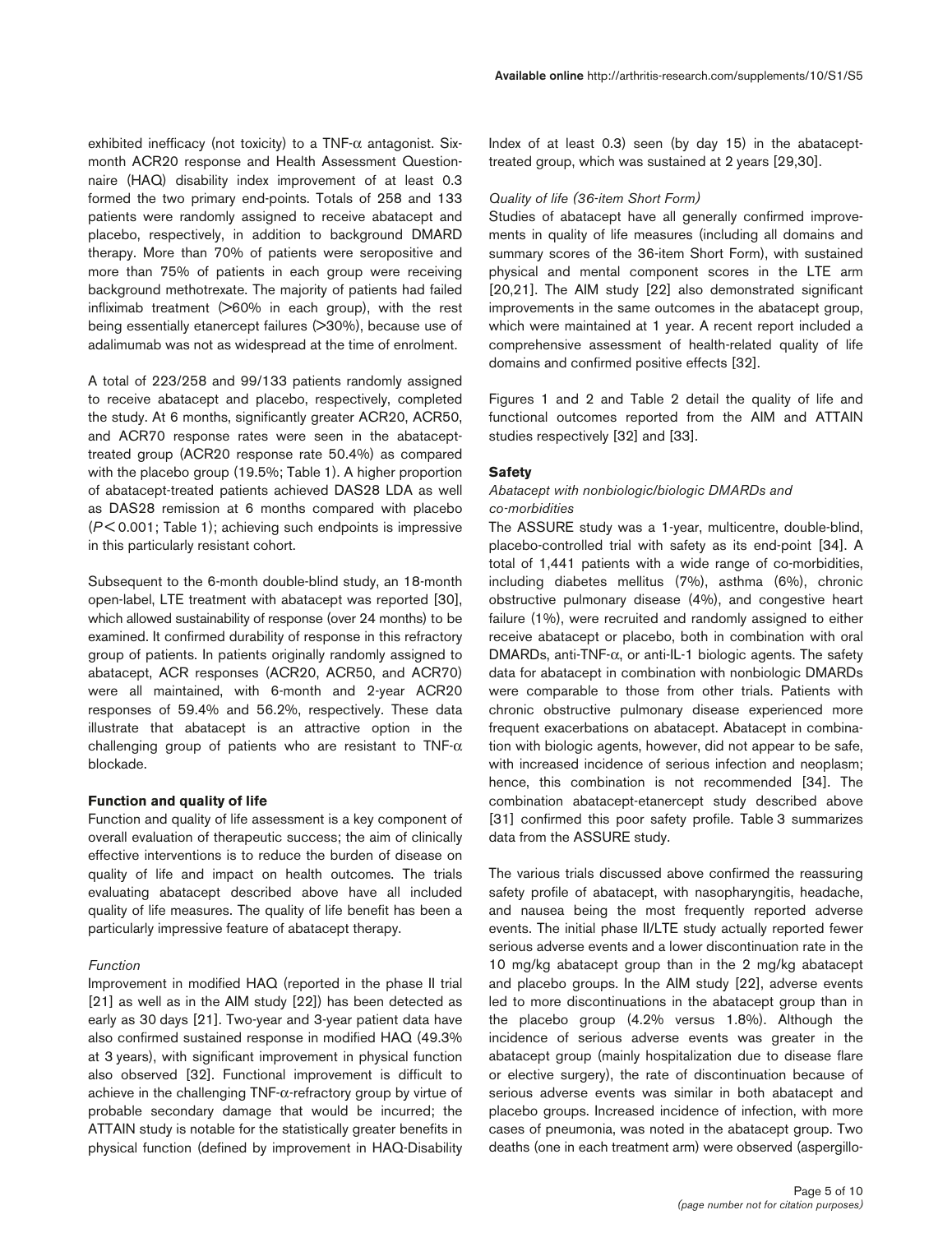exhibited inefficacy (not toxicity) to a TNF-α antagonist. Six-month ACR20 response and Health Assessment Questionnaire (HAQ) disability index improvement of at least 0.3 formed the two primary end-points. Totals of 258 and 133 patients were randomly assigned to receive abatacept and placebo, respectively, in addition to background DMARD therapy. More than 70% of patients were seropositive and more than 75% of patients in each group were receiving background methotrexate. The majority of patients had failed infliximab treatment (>60% in each group), with the rest being essentially etanercept failures (>30%), because use of adalimumab was not as widespread at the time of enrolment.

A total of 223/258 and 99/133 patients randomly assigned to receive abatacept and placebo, respectively, completed the study. At 6 months, significantly greater ACR20, ACR50, and ACR70 response rates were seen in the abatacept-treated group (ACR20 response rate 50.4%) as compared with the placebo group (19.5%; Table 1). A higher proportion of abatacept-treated patients achieved DAS28 LDA as well as DAS28 remission at 6 months compared with placebo ($P < 0.001$; Table 1); achieving such endpoints is impressive in this particularly resistant cohort.

Subsequent to the 6-month double-blind study, an 18-month open-label, LTE treatment with abatacept was reported [30], which allowed sustainability of response (over 24 months) to be examined. It confirmed durability of response in this refractory group of patients. In patients originally randomly assigned to abatacept, ACR responses (ACR20, ACR50, and ACR70) were all maintained, with 6-month and 2-year ACR20 responses of 59.4% and 56.2%, respectively. These data illustrate that abatacept is an attractive option in the challenging group of patients who are resistant to TNF-α blockade.

### Function and quality of life

Function and quality of life assessment is a key component of overall evaluation of therapeutic success; the aim of clinically effective interventions is to reduce the burden of disease on quality of life and impact on health outcomes. The trials evaluating abatacept described above have all included quality of life measures. The quality of life benefit has been a particularly impressive feature of abatacept therapy.

#### *Function*

Improvement in modified HAQ (reported in the phase II trial [21] as well as in the AIM study [22]) has been detected as early as 30 days [21]. Two-year and 3-year patient data have also confirmed sustained response in modified HAQ (49.3% at 3 years), with significant improvement in physical function also observed [32]. Functional improvement is difficult to achieve in the challenging TNF-α-refractory group by virtue of probable secondary damage that would be incurred; the ATTAIN study is notable for the statistically greater benefits in physical function (defined by improvement in HAQ-Disability Index of at least 0.3) seen (by day 15) in the abatacept-treated group, which was sustained at 2 years [29,30].

#### *Quality of life (36-item Short Form)*

Studies of abatacept have all generally confirmed improvements in quality of life measures (including all domains and summary scores of the 36-item Short Form), with sustained physical and mental component scores in the LTE arm [20,21]. The AIM study [22] also demonstrated significant improvements in the same outcomes in the abatacept group, which were maintained at 1 year. A recent report included a comprehensive assessment of health-related quality of life domains and confirmed positive effects [32].

Figures 1 and 2 and Table 2 detail the quality of life and functional outcomes reported from the AIM and ATTAIN studies respectively [32] and [33].

### Safety

#### *Abatacept with nonbiologic/biologic DMARDs and co-morbidities*

The ASSURE study was a 1-year, multicentre, double-blind, placebo-controlled trial with safety as its end-point [34]. A total of 1,441 patients with a wide range of co-morbidities, including diabetes mellitus (7%), asthma (6%), chronic obstructive pulmonary disease (4%), and congestive heart failure (1%), were recruited and randomly assigned to either receive abatacept or placebo, both in combination with oral DMARDs, anti-TNF-α, or anti-IL-1 biologic agents. The safety data for abatacept in combination with nonbiologic DMARDs were comparable to those from other trials. Patients with chronic obstructive pulmonary disease experienced more frequent exacerbations on abatacept. Abatacept in combination with biologic agents, however, did not appear to be safe, with increased incidence of serious infection and neoplasm; hence, this combination is not recommended [34]. The combination abatacept-etanercept study described above [31] confirmed this poor safety profile. Table 3 summarizes data from the ASSURE study.

The various trials discussed above confirmed the reassuring safety profile of abatacept, with nasopharyngitis, headache, and nausea being the most frequently reported adverse events. The initial phase II/LTE study actually reported fewer serious adverse events and a lower discontinuation rate in the 10 mg/kg abatacept group than in the 2 mg/kg abatacept and placebo groups. In the AIM study [22], adverse events led to more discontinuations in the abatacept group than in the placebo group (4.2% versus 1.8%). Although the incidence of serious adverse events was greater in the abatacept group (mainly hospitalization due to disease flare or elective surgery), the rate of discontinuation because of serious adverse events was similar in both abatacept and placebo groups. Increased incidence of infection, with more cases of pneumonia, was noted in the abatacept group. Two deaths (one in each treatment arm) were observed (aspergillo-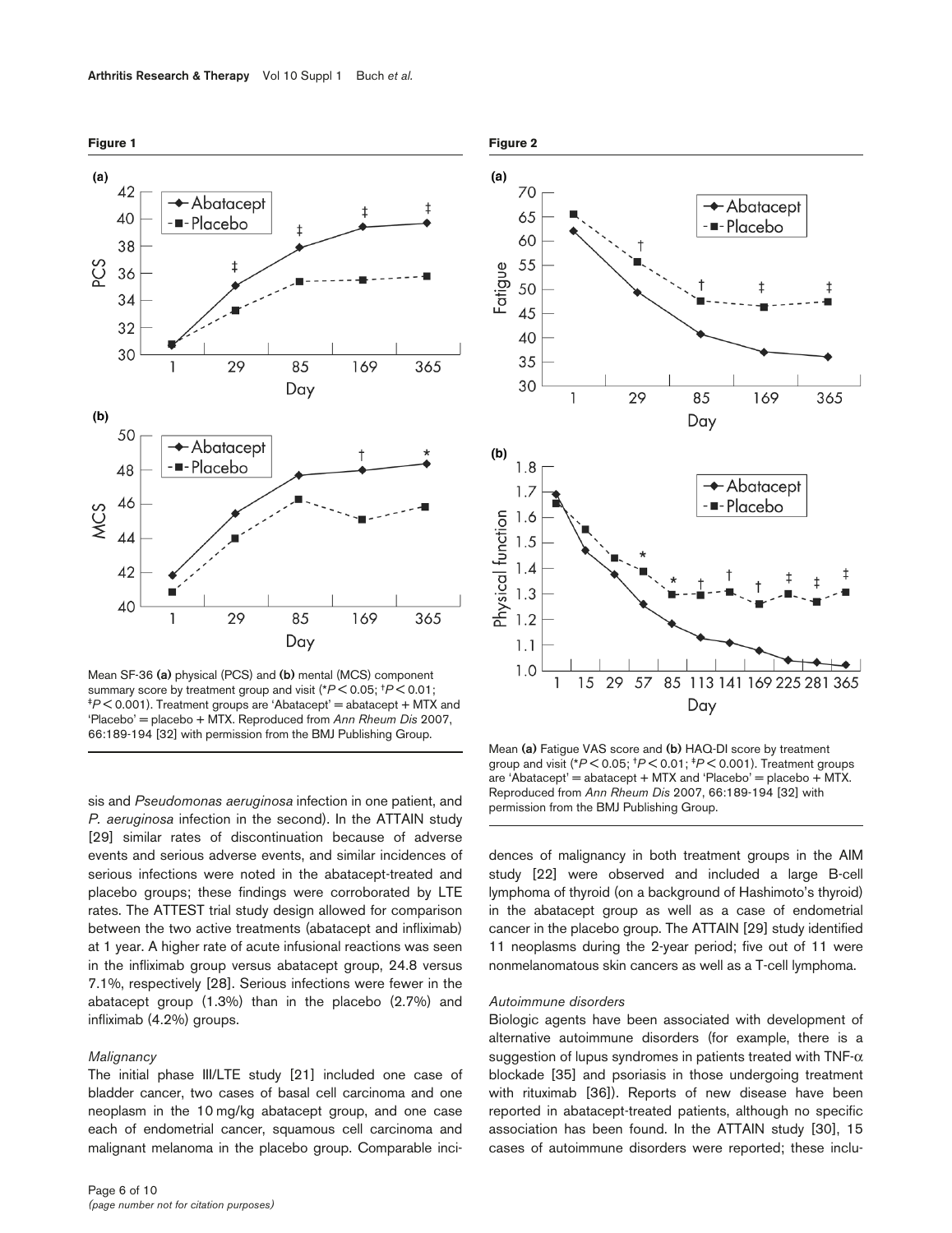**Figure 1**

Mean SF-36 **(a)** physical (PCS) and **(b)** mental (MCS) component summary score by treatment group and visit (*$P < 0.05$; †$P < 0.01$; ‡$P < 0.001$). Treatment groups are 'Abatacept' = abatacept + MTX and 'Placebo' = placebo + MTX. Reproduced from *Ann Rheum Dis* 2007, 66:189-194 [32] with permission from the BMJ Publishing Group.

**Figure 2**

Mean **(a)** Fatigue VAS score and **(b)** HAQ-DI score by treatment group and visit (*$P < 0.05$; †$P < 0.01$; ‡$P < 0.001$). Treatment groups are 'Abatacept' = abatacept + MTX and 'Placebo' = placebo + MTX. Reproduced from *Ann Rheum Dis* 2007, 66:189-194 [32] with permission from the BMJ Publishing Group.

sis and *Pseudomonas aeruginosa* infection in one patient, and *P. aeruginosa* infection in the second). In the ATTAIN study [29] similar rates of discontinuation because of adverse events and serious adverse events, and similar incidences of serious infections were noted in the abatacept-treated and placebo groups; these findings were corroborated by LTE rates. The ATTEST trial study design allowed for comparison between the two active treatments (abatacept and infliximab) at 1 year. A higher rate of acute infusional reactions was seen in the infliximab group versus abatacept group, 24.8 versus 7.1%, respectively [28]. Serious infections were fewer in the abatacept group (1.3%) than in the placebo (2.7%) and infliximab (4.2%) groups.

### *Malignancy*

The initial phase III/LTE study [21] included one case of bladder cancer, two cases of basal cell carcinoma and one neoplasm in the 10 mg/kg abatacept group, and one case each of endometrial cancer, squamous cell carcinoma and malignant melanoma in the placebo group. Comparable incidences of malignancy in both treatment groups in the AIM study [22] were observed and included a large B-cell lymphoma of thyroid (on a background of Hashimoto's thyroid) in the abatacept group as well as a case of endometrial cancer in the placebo group. The ATTAIN [29] study identified 11 neoplasms during the 2-year period; five out of 11 were nonmelanomatous skin cancers as well as a T-cell lymphoma.

### *Autoimmune disorders*

Biologic agents have been associated with development of alternative autoimmune disorders (for example, there is a suggestion of lupus syndromes in patients treated with TNF-$\alpha$ blockade [35] and psoriasis in those undergoing treatment with rituximab [36]). Reports of new disease have been reported in abatacept-treated patients, although no specific association has been found. In the ATTAIN study [30], 15 cases of autoimmune disorders were reported; these inclu-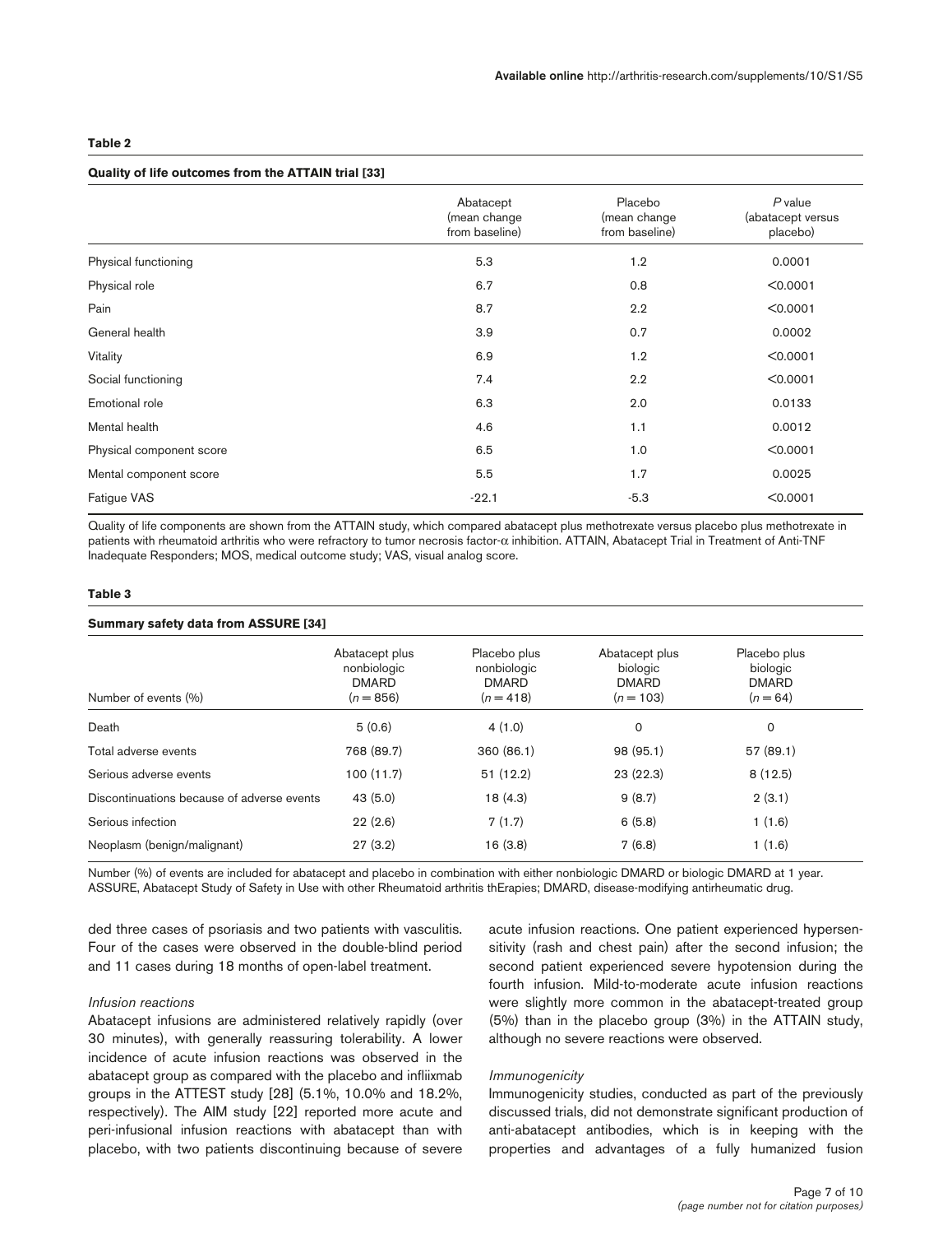**Table 2**

**Quality of life outcomes from the ATTAIN trial [33]**

| | Abatacept (mean change from baseline) | Placebo (mean change from baseline) | *P* value (abatacept versus placebo) |
|---|---|---|---|
| Physical functioning | 5.3 | 1.2 | 0.0001 |
| Physical role | 6.7 | 0.8 | <0.0001 |
| Pain | 8.7 | 2.2 | <0.0001 |
| General health | 3.9 | 0.7 | 0.0002 |
| Vitality | 6.9 | 1.2 | <0.0001 |
| Social functioning | 7.4 | 2.2 | <0.0001 |
| Emotional role | 6.3 | 2.0 | 0.0133 |
| Mental health | 4.6 | 1.1 | 0.0012 |
| Physical component score | 6.5 | 1.0 | <0.0001 |
| Mental component score | 5.5 | 1.7 | 0.0025 |
| Fatigue VAS | -22.1 | -5.3 | <0.0001 |

Quality of life components are shown from the ATTAIN study, which compared abatacept plus methotrexate versus placebo plus methotrexate in patients with rheumatoid arthritis who were refractory to tumor necrosis factor-α inhibition. ATTAIN, Abatacept Trial in Treatment of Anti-TNF Inadequate Responders; MOS, medical outcome study; VAS, visual analog score.

**Table 3**

**Summary safety data from ASSURE [34]**

| Number of events (%) | Abatacept plus nonbiologic DMARD ($n = 856$) | Placebo plus nonbiologic DMARD ($n = 418$) | Abatacept plus biologic DMARD ($n = 103$) | Placebo plus biologic DMARD ($n = 64$) |
|---|---|---|---|---|
| Death | 5 (0.6) | 4 (1.0) | 0 | 0 |
| Total adverse events | 768 (89.7) | 360 (86.1) | 98 (95.1) | 57 (89.1) |
| Serious adverse events | 100 (11.7) | 51 (12.2) | 23 (22.3) | 8 (12.5) |
| Discontinuations because of adverse events | 43 (5.0) | 18 (4.3) | 9 (8.7) | 2 (3.1) |
| Serious infection | 22 (2.6) | 7 (1.7) | 6 (5.8) | 1 (1.6) |
| Neoplasm (benign/malignant) | 27 (3.2) | 16 (3.8) | 7 (6.8) | 1 (1.6) |

Number (%) of events are included for abatacept and placebo in combination with either nonbiologic DMARD or biologic DMARD at 1 year. ASSURE, Abatacept Study of Safety in Use with other Rheumatoid arthritis thErapies; DMARD, disease-modifying antirheumatic drug.

ded three cases of psoriasis and two patients with vasculitis. Four of the cases were observed in the double-blind period and 11 cases during 18 months of open-label treatment.

*Infusion reactions*

Abatacept infusions are administered relatively rapidly (over 30 minutes), with generally reassuring tolerability. A lower incidence of acute infusion reactions was observed in the abatacept group as compared with the placebo and infliximab groups in the ATTEST study [28] (5.1%, 10.0% and 18.2%, respectively). The AIM study [22] reported more acute and peri-infusional infusion reactions with abatacept than with placebo, with two patients discontinuing because of severe acute infusion reactions. One patient experienced hypersensitivity (rash and chest pain) after the second infusion; the second patient experienced severe hypotension during the fourth infusion. Mild-to-moderate acute infusion reactions were slightly more common in the abatacept-treated group (5%) than in the placebo group (3%) in the ATTAIN study, although no severe reactions were observed.

*Immunogenicity*

Immunogenicity studies, conducted as part of the previously discussed trials, did not demonstrate significant production of anti-abatacept antibodies, which is in keeping with the properties and advantages of a fully humanized fusion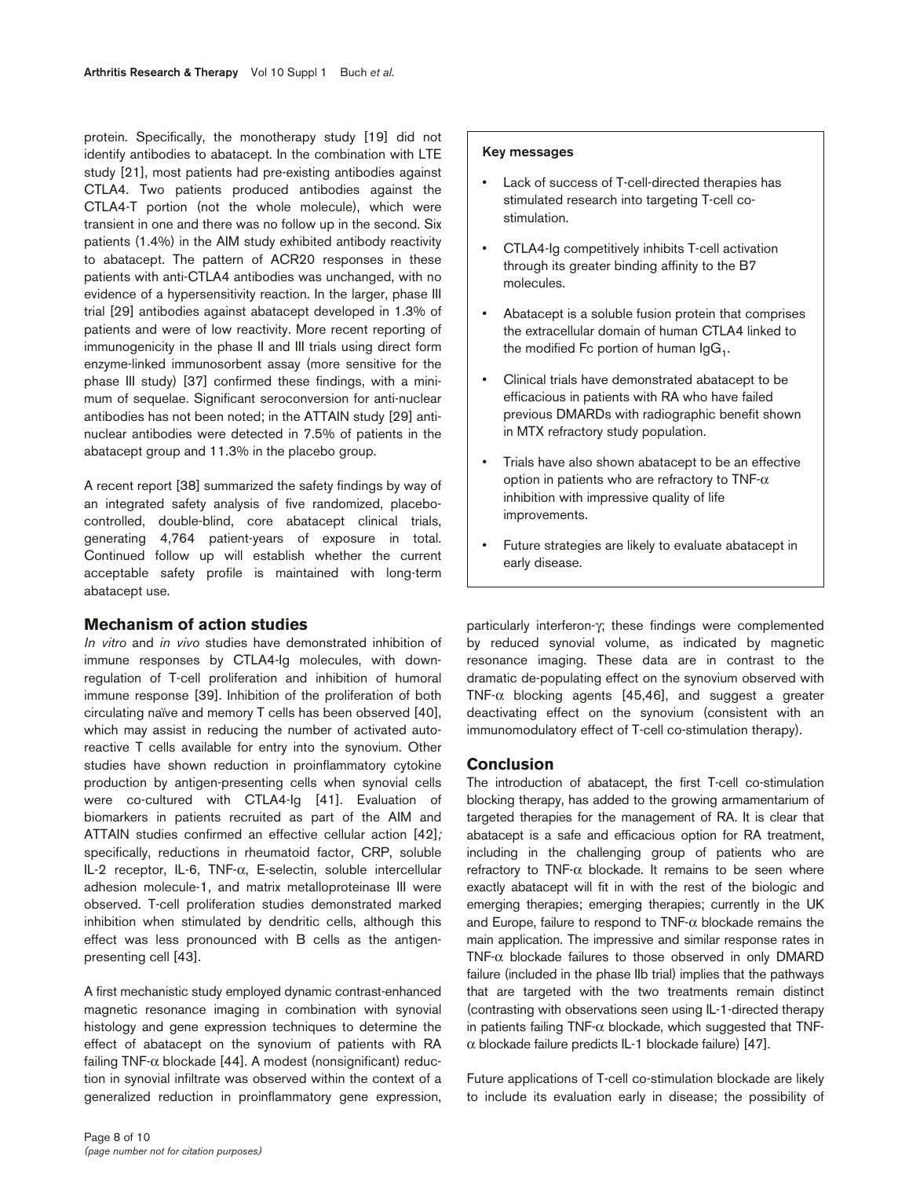protein. Specifically, the monotherapy study [19] did not identify antibodies to abatacept. In the combination with LTE study [21], most patients had pre-existing antibodies against CTLA4. Two patients produced antibodies against the CTLA4-T portion (not the whole molecule), which were transient in one and there was no follow up in the second. Six patients (1.4%) in the AIM study exhibited antibody reactivity to abatacept. The pattern of ACR20 responses in these patients with anti-CTLA4 antibodies was unchanged, with no evidence of a hypersensitivity reaction. In the larger, phase III trial [29] antibodies against abatacept developed in 1.3% of patients and were of low reactivity. More recent reporting of immunogenicity in the phase II and III trials using direct form enzyme-linked immunosorbent assay (more sensitive for the phase III study) [37] confirmed these findings, with a minimum of sequelae. Significant seroconversion for anti-nuclear antibodies has not been noted; in the ATTAIN study [29] antinuclear antibodies were detected in 7.5% of patients in the abatacept group and 11.3% in the placebo group.

A recent report [38] summarized the safety findings by way of an integrated safety analysis of five randomized, placebo-controlled, double-blind, core abatacept clinical trials, generating 4,764 patient-years of exposure in total. Continued follow up will establish whether the current acceptable safety profile is maintained with long-term abatacept use.

## Mechanism of action studies

*In vitro* and *in vivo* studies have demonstrated inhibition of immune responses by CTLA4-Ig molecules, with down-regulation of T-cell proliferation and inhibition of humoral immune response [39]. Inhibition of the proliferation of both circulating naïve and memory T cells has been observed [40], which may assist in reducing the number of activated autoreactive T cells available for entry into the synovium. Other studies have shown reduction in proinflammatory cytokine production by antigen-presenting cells when synovial cells were co-cultured with CTLA4-Ig [41]. Evaluation of biomarkers in patients recruited as part of the AIM and ATTAIN studies confirmed an effective cellular action [42]; specifically, reductions in rheumatoid factor, CRP, soluble IL-2 receptor, IL-6, TNF-α, E-selectin, soluble intercellular adhesion molecule-1, and matrix metalloproteinase III were observed. T-cell proliferation studies demonstrated marked inhibition when stimulated by dendritic cells, although this effect was less pronounced with B cells as the antigen-presenting cell [43].

A first mechanistic study employed dynamic contrast-enhanced magnetic resonance imaging in combination with synovial histology and gene expression techniques to determine the effect of abatacept on the synovium of patients with RA failing TNF-α blockade [44]. A modest (nonsignificant) reduction in synovial infiltrate was observed within the context of a generalized reduction in proinflammatory gene expression, particularly interferon-γ; these findings were complemented by reduced synovial volume, as indicated by magnetic resonance imaging. These data are in contrast to the dramatic de-populating effect on the synovium observed with TNF-α blocking agents [45,46], and suggest a greater deactivating effect on the synovium (consistent with an immunomodulatory effect of T-cell co-stimulation therapy).

**Key messages**

- Lack of success of T-cell-directed therapies has stimulated research into targeting T-cell co-stimulation.
- CTLA4-Ig competitively inhibits T-cell activation through its greater binding affinity to the B7 molecules.
- Abatacept is a soluble fusion protein that comprises the extracellular domain of human CTLA4 linked to the modified Fc portion of human $IgG_1$.
- Clinical trials have demonstrated abatacept to be efficacious in patients with RA who have failed previous DMARDs with radiographic benefit shown in MTX refractory study population.
- Trials have also shown abatacept to be an effective option in patients who are refractory to TNF-α inhibition with impressive quality of life improvements.
- Future strategies are likely to evaluate abatacept in early disease.

## Conclusion

The introduction of abatacept, the first T-cell co-stimulation blocking therapy, has added to the growing armamentarium of targeted therapies for the management of RA. It is clear that abatacept is a safe and efficacious option for RA treatment, including in the challenging group of patients who are refractory to TNF-α blockade. It remains to be seen where exactly abatacept will fit in with the rest of the biologic and emerging therapies; emerging therapies; currently in the UK and Europe, failure to respond to TNF-α blockade remains the main application. The impressive and similar response rates in TNF-α blockade failures to those observed in only DMARD failure (included in the phase IIb trial) implies that the pathways that are targeted with the two treatments remain distinct (contrasting with observations seen using IL-1-directed therapy in patients failing TNF-α blockade, which suggested that TNF-α blockade failure predicts IL-1 blockade failure) [47].

Future applications of T-cell co-stimulation blockade are likely to include its evaluation early in disease; the possibility of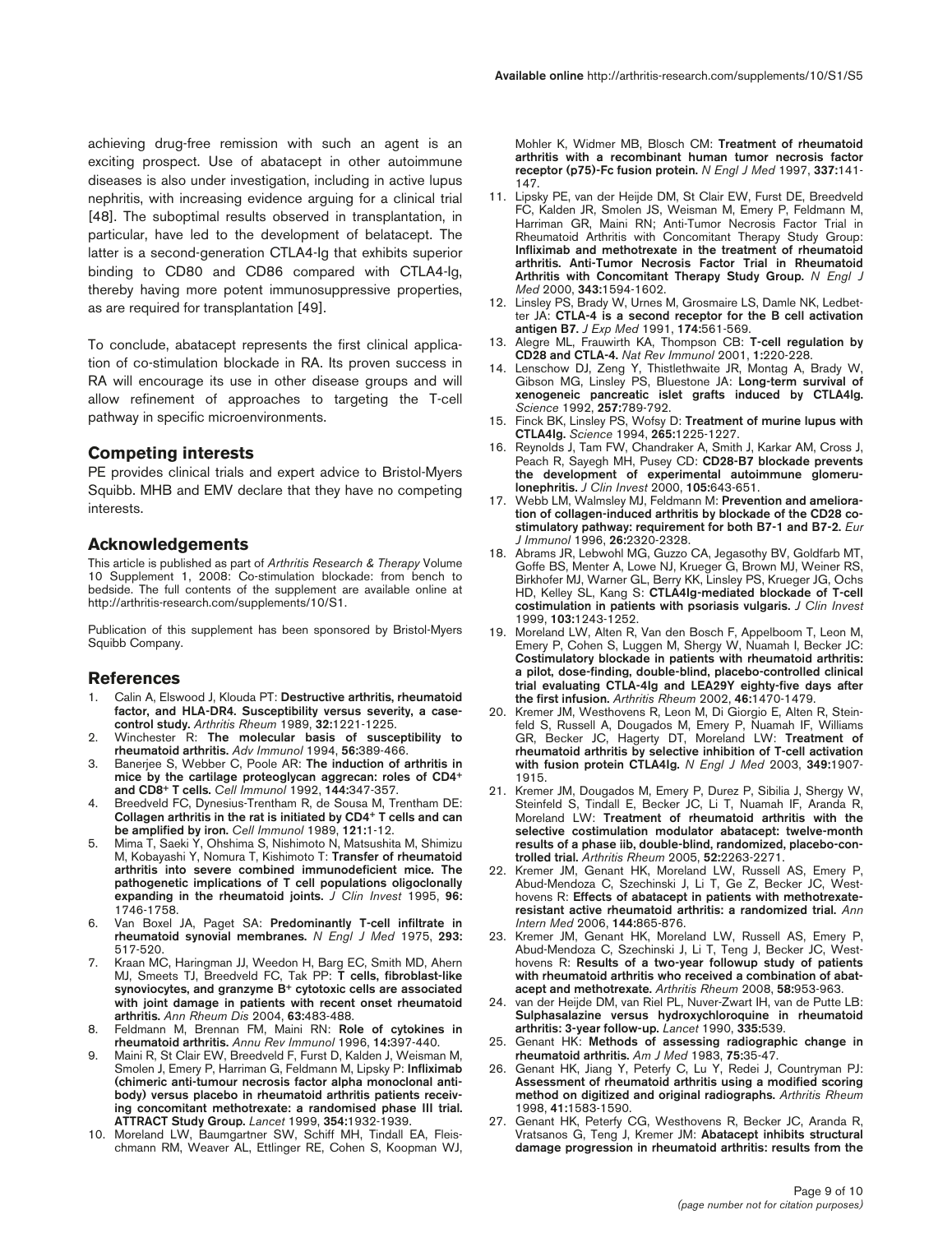achieving drug-free remission with such an agent is an exciting prospect. Use of abatacept in other autoimmune diseases is also under investigation, including in active lupus nephritis, with increasing evidence arguing for a clinical trial [48]. The suboptimal results observed in transplantation, in particular, have led to the development of belatacept. The latter is a second-generation CTLA4-Ig that exhibits superior binding to CD80 and CD86 compared with CTLA4-Ig, thereby having more potent immunosuppressive properties, as are required for transplantation [49].

To conclude, abatacept represents the first clinical application of co-stimulation blockade in RA. Its proven success in RA will encourage its use in other disease groups and will allow refinement of approaches to targeting the T-cell pathway in specific microenvironments.

## Competing interests

PE provides clinical trials and expert advice to Bristol-Myers Squibb. MHB and EMV declare that they have no competing interests.

## Acknowledgements

This article is published as part of *Arthritis Research & Therapy* Volume 10 Supplement 1, 2008: Co-stimulation blockade: from bench to bedside. The full contents of the supplement are available online at http://arthritis-research.com/supplements/10/S1.

Publication of this supplement has been sponsored by Bristol-Myers Squibb Company.

## References

1. Calin A, Elswood J, Klouda PT: **Destructive arthritis, rheumatoid factor, and HLA-DR4. Susceptibility versus severity, a case-control study.** *Arthritis Rheum* 1989, **32:**1221-1225.
2. Winchester R: **The molecular basis of susceptibility to rheumatoid arthritis.** *Adv Immunol* 1994, **56:**389-466.
3. Banerjee S, Webber C, Poole AR: **The induction of arthritis in mice by the cartilage proteoglycan aggrecan: roles of CD4+ and CD8+ T cells.** *Cell Immunol* 1992, **144:**347-357.
4. Breedveld FC, Dynesius-Trentham R, de Sousa M, Trentham DE: **Collagen arthritis in the rat is initiated by CD4+ T cells and can be amplified by iron.** *Cell Immunol* 1989, **121:**1-12.
5. Mima T, Saeki Y, Ohshima S, Nishimoto N, Matsushita M, Shimizu M, Kobayashi Y, Nomura T, Kishimoto T: **Transfer of rheumatoid arthritis into severe combined immunodeficient mice. The pathogenetic implications of T cell populations oligoclonally expanding in the rheumatoid joints.** *J Clin Invest* 1995, **96:** 1746-1758.
6. Van Boxel JA, Paget SA: **Predominantly T-cell infiltrate in rheumatoid synovial membranes.** *N Engl J Med* 1975, **293:** 517-520.
7. Kraan MC, Haringman JJ, Weedon H, Barg EC, Smith MD, Ahern MJ, Smeets TJ, Breedveld FC, Tak PP: **T cells, fibroblast-like synoviocytes, and granzyme B+ cytotoxic cells are associated with joint damage in patients with recent onset rheumatoid arthritis.** *Ann Rheum Dis* 2004, **63:**483-488.
8. Feldmann M, Brennan FM, Maini RN: **Role of cytokines in rheumatoid arthritis.** *Annu Rev Immunol* 1996, **14:**397-440.
9. Maini R, St Clair EW, Breedveld F, Furst D, Kalden J, Weisman M, Smolen J, Emery P, Harriman G, Feldmann M, Lipsky P: **Infliximab (chimeric anti-tumour necrosis factor alpha monoclonal antibody) versus placebo in rheumatoid arthritis patients receiving concomitant methotrexate: a randomised phase III trial. ATTRACT Study Group.** *Lancet* 1999, **354:**1932-1939.
10. Moreland LW, Baumgartner SW, Schiff MH, Tindall EA, Fleischmann RM, Weaver AL, Ettlinger RE, Cohen S, Koopman WJ, Mohler K, Widmer MB, Blosch CM: **Treatment of rheumatoid arthritis with a recombinant human tumor necrosis factor receptor (p75)-Fc fusion protein.** *N Engl J Med* 1997, **337:**141-147.
11. Lipsky PE, van der Heijde DM, St Clair EW, Furst DE, Breedveld FC, Kalden JR, Smolen JS, Weisman M, Emery P, Feldmann M, Harriman GR, Maini RN; Anti-Tumor Necrosis Factor Trial in Rheumatoid Arthritis with Concomitant Therapy Study Group: **Infliximab and methotrexate in the treatment of rheumatoid arthritis. Anti-Tumor Necrosis Factor Trial in Rheumatoid Arthritis with Concomitant Therapy Study Group.** *N Engl J Med* 2000, **343:**1594-1602.
12. Linsley PS, Brady W, Urnes M, Grosmaire LS, Damle NK, Ledbetter JA: **CTLA-4 is a second receptor for the B cell activation antigen B7.** *J Exp Med* 1991, **174:**561-569.
13. Alegre ML, Frauwirth KA, Thompson CB: **T-cell regulation by CD28 and CTLA-4.** *Nat Rev Immunol* 2001, **1:**220-228.
14. Lenschow DJ, Zeng Y, Thistlethwaite JR, Montag A, Brady W, Gibson MG, Linsley PS, Bluestone JA: **Long-term survival of xenogeneic pancreatic islet grafts induced by CTLA4Ig.** *Science* 1992, **257:**789-792.
15. Finck BK, Linsley PS, Wofsy D: **Treatment of murine lupus with CTLA4Ig.** *Science* 1994, **265:**1225-1227.
16. Reynolds J, Tam FW, Chandraker A, Smith J, Karkar AM, Cross J, Peach R, Sayegh MH, Pusey CD: **CD28-B7 blockade prevents the development of experimental autoimmune glomerulonephritis.** *J Clin Invest* 2000, **105:**643-651.
17. Webb LM, Walmsley MJ, Feldmann M: **Prevention and amelioration of collagen-induced arthritis by blockade of the CD28 co-stimulatory pathway: requirement for both B7-1 and B7-2.** *Eur J Immunol* 1996, **26:**2320-2328.
18. Abrams JR, Lebwohl MG, Guzzo CA, Jegasothy BV, Goldfarb MT, Goffe BS, Menter A, Lowe NJ, Krueger G, Brown MJ, Weiner RS, Birkhofer MJ, Warner GL, Berry KK, Linsley PS, Krueger JG, Ochs HD, Kelley SL, Kang S: **CTLA4Ig-mediated blockade of T-cell costimulation in patients with psoriasis vulgaris.** *J Clin Invest* 1999, **103:**1243-1252.
19. Moreland LW, Alten R, Van den Bosch F, Appelboom T, Leon M, Emery P, Cohen S, Luggen M, Shergy W, Nuamah I, Becker JC: **Costimulatory blockade in patients with rheumatoid arthritis: a pilot, dose-finding, double-blind, placebo-controlled clinical trial evaluating CTLA-4Ig and LEA29Y eighty-five days after the first infusion.** *Arthritis Rheum* 2002, **46:**1470-1479.
20. Kremer JM, Westhovens R, Leon M, Di Giorgio E, Alten R, Steinfeld S, Russell A, Dougados M, Emery P, Nuamah IF, Williams GR, Becker JC, Hagerty DT, Moreland LW: **Treatment of rheumatoid arthritis by selective inhibition of T-cell activation with fusion protein CTLA4Ig.** *N Engl J Med* 2003, **349:**1907-1915.
21. Kremer JM, Dougados M, Emery P, Durez P, Sibilia J, Shergy W, Steinfeld S, Tindall E, Becker JC, Li T, Nuamah IF, Aranda R, Moreland LW: **Treatment of rheumatoid arthritis with the selective costimulation modulator abatacept: twelve-month results of a phase iib, double-blind, randomized, placebo-controlled trial.** *Arthritis Rheum* 2005, **52:**2263-2271.
22. Kremer JM, Genant HK, Moreland LW, Russell AS, Emery P, Abud-Mendoza C, Szechinski J, Li T, Ge Z, Becker JC, Westhovens R: **Effects of abatacept in patients with methotrexate-resistant active rheumatoid arthritis: a randomized trial.** *Ann Intern Med* 2006, **144:**865-876.
23. Kremer JM, Genant HK, Moreland LW, Russell AS, Emery P, Abud-Mendoza C, Szechinski J, Li T, Teng J, Becker JC, Westhovens R: **Results of a two-year followup study of patients with rheumatoid arthritis who received a combination of abatacept and methotrexate.** *Arthritis Rheum* 2008, **58:**953-963.
24. van der Heijde DM, van Riel PL, Nuver-Zwart IH, van de Putte LB: **Sulphasalazine versus hydroxychloroquine in rheumatoid arthritis: 3-year follow-up.** *Lancet* 1990, **335:**539.
25. Genant HK: **Methods of assessing radiographic change in rheumatoid arthritis.** *Am J Med* 1983, **75:**35-47.
26. Genant HK, Jiang Y, Peterfy C, Lu Y, Redei J, Countryman PJ: **Assessment of rheumatoid arthritis using a modified scoring method on digitized and original radiographs.** *Arthritis Rheum* 1998, **41:**1583-1590.
27. Genant HK, Peterfy CG, Westhovens R, Becker JC, Aranda R, Vratsanos G, Teng J, Kremer JM: **Abatacept inhibits structural damage progression in rheumatoid arthritis: results from the**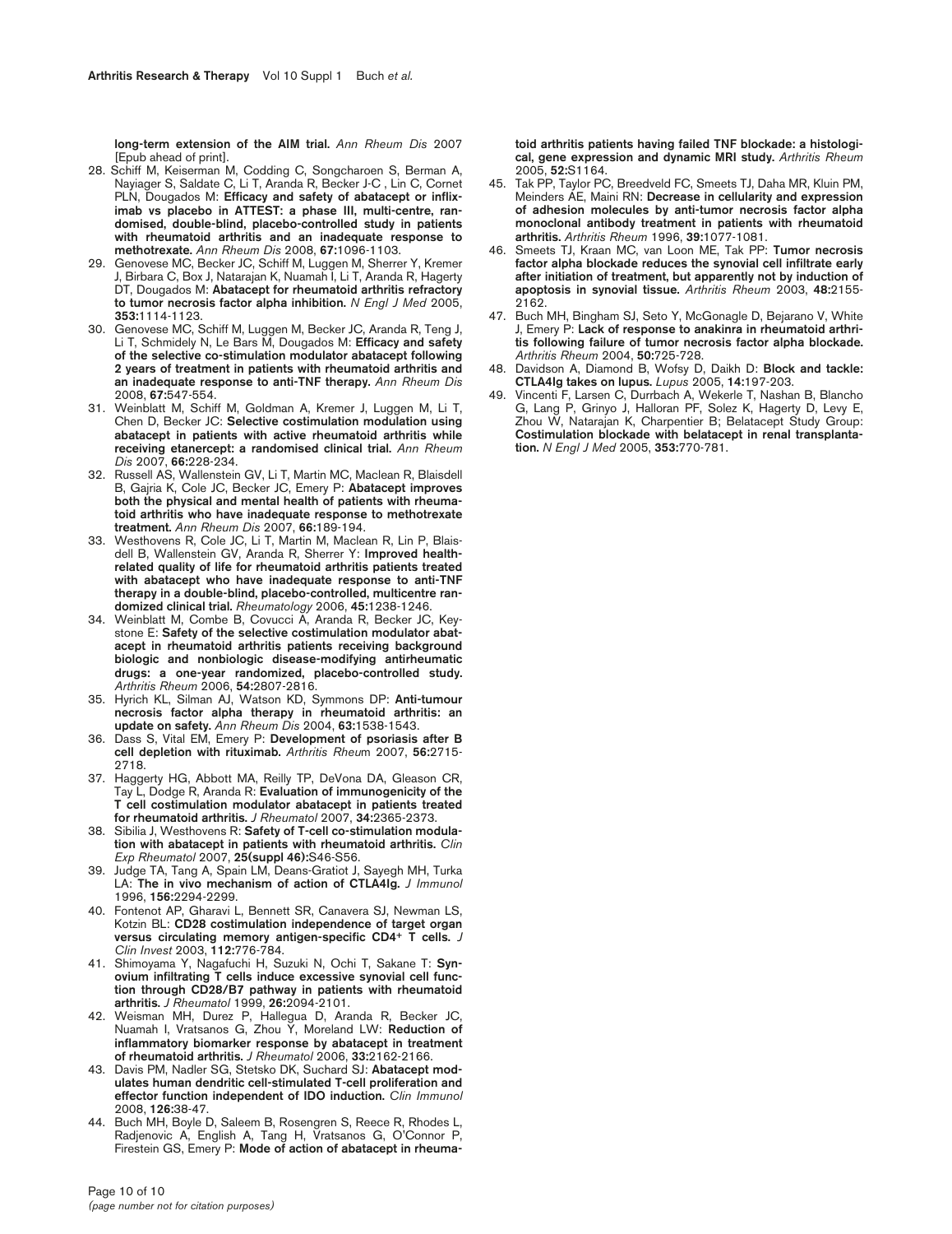long-term extension of the AIM trial. *Ann Rheum Dis* 2007 [Epub ahead of print].

28. Schiff M, Keiserman M, Codding C, Songcharoen S, Berman A, Nayiager S, Saldate C, Li T, Aranda R, Becker J-C , Lin C, Cornet PLN, Dougados M: **Efficacy and safety of abatacept or infliximab vs placebo in ATTEST: a phase III, multi-centre, randomised, double-blind, placebo-controlled study in patients with rheumatoid arthritis and an inadequate response to methotrexate.** *Ann Rheum Dis* 2008, **67:**1096-1103.
29. Genovese MC, Becker JC, Schiff M, Luggen M, Sherrer Y, Kremer J, Birbara C, Box J, Natarajan K, Nuamah I, Li T, Aranda R, Hagerty DT, Dougados M: **Abatacept for rheumatoid arthritis refractory to tumor necrosis factor alpha inhibition.** *N Engl J Med* 2005, **353:**1114-1123.
30. Genovese MC, Schiff M, Luggen M, Becker JC, Aranda R, Teng J, Li T, Schmidely N, Le Bars M, Dougados M: **Efficacy and safety of the selective co-stimulation modulator abatacept following 2 years of treatment in patients with rheumatoid arthritis and an inadequate response to anti-TNF therapy.** *Ann Rheum Dis* 2008, **67:**547-554.
31. Weinblatt M, Schiff M, Goldman A, Kremer J, Luggen M, Li T, Chen D, Becker JC: **Selective costimulation modulation using abatacept in patients with active rheumatoid arthritis while receiving etanercept: a randomised clinical trial.** *Ann Rheum Dis* 2007, **66:**228-234.
32. Russell AS, Wallenstein GV, Li T, Martin MC, Maclean R, Blaisdell B, Gajria K, Cole JC, Becker JC, Emery P: **Abatacept improves both the physical and mental health of patients with rheumatoid arthritis who have inadequate response to methotrexate treatment.** *Ann Rheum Dis* 2007, **66:**189-194.
33. Westhovens R, Cole JC, Li T, Martin M, Maclean R, Lin P, Blaisdell B, Wallenstein GV, Aranda R, Sherrer Y: **Improved health-related quality of life for rheumatoid arthritis patients treated with abatacept who have inadequate response to anti-TNF therapy in a double-blind, placebo-controlled, multicentre randomized clinical trial.** *Rheumatology* 2006, **45:**1238-1246.
34. Weinblatt M, Combe B, Covucci A, Aranda R, Becker JC, Keystone E: **Safety of the selective costimulation modulator abatacept in rheumatoid arthritis patients receiving background biologic and nonbiologic disease-modifying antirheumatic drugs: a one-year randomized, placebo-controlled study.** *Arthritis Rheum* 2006, **54:**2807-2816.
35. Hyrich KL, Silman AJ, Watson KD, Symmons DP: **Anti-tumour necrosis factor alpha therapy in rheumatoid arthritis: an update on safety.** *Ann Rheum Dis* 2004, **63:**1538-1543.
36. Dass S, Vital EM, Emery P: **Development of psoriasis after B cell depletion with rituximab.** *Arthritis Rheum* 2007, **56:**2715-2718.
37. Haggerty HG, Abbott MA, Reilly TP, DeVona DA, Gleason CR, Tay L, Dodge R, Aranda R: **Evaluation of immunogenicity of the T cell costimulation modulator abatacept in patients treated for rheumatoid arthritis.** *J Rheumatol* 2007, **34:**2365-2373.
38. Sibilia J, Westhovens R: **Safety of T-cell co-stimulation modulation with abatacept in patients with rheumatoid arthritis.** *Clin Exp Rheumatol* 2007, **25(suppl 46):**S46-S56.
39. Judge TA, Tang A, Spain LM, Deans-Gratiot J, Sayegh MH, Turka LA: **The in vivo mechanism of action of CTLA4Ig.** *J Immunol* 1996, **156:**2294-2299.
40. Fontenot AP, Gharavi L, Bennett SR, Canavera SJ, Newman LS, Kotzin BL: **CD28 costimulation independence of target organ versus circulating memory antigen-specific CD4+ T cells.** *J Clin Invest* 2003, **112:**776-784.
41. Shimoyama Y, Nagafuchi H, Suzuki N, Ochi T, Sakane T: **Synovium infiltrating T cells induce excessive synovial cell function through CD28/B7 pathway in patients with rheumatoid arthritis.** *J Rheumatol* 1999, **26:**2094-2101.
42. Weisman MH, Durez P, Hallegua D, Aranda R, Becker JC, Nuamah I, Vratsanos G, Zhou Y, Moreland LW: **Reduction of inflammatory biomarker response by abatacept in treatment of rheumatoid arthritis.** *J Rheumatol* 2006, **33:**2162-2166.
43. Davis PM, Nadler SG, Stetsko DK, Suchard SJ: **Abatacept modulates human dendritic cell-stimulated T-cell proliferation and effector function independent of IDO induction.** *Clin Immunol* 2008, **126:**38-47.
44. Buch MH, Boyle D, Saleem B, Rosengren S, Reece R, Rhodes L, Radjenovic A, English A, Tang H, Vratsanos G, O'Connor P, Firestein GS, Emery P: **Mode of action of abatacept in rheumatoid arthritis patients having failed TNF blockade: a histological, gene expression and dynamic MRI study.** *Arthritis Rheum* 2005, **52:**S1164.
45. Tak PP, Taylor PC, Breedveld FC, Smeets TJ, Daha MR, Kluin PM, Meinders AE, Maini RN: **Decrease in cellularity and expression of adhesion molecules by anti-tumor necrosis factor alpha monoclonal antibody treatment in patients with rheumatoid arthritis.** *Arthritis Rheum* 1996, **39:**1077-1081.
46. Smeets TJ, Kraan MC, van Loon ME, Tak PP: **Tumor necrosis factor alpha blockade reduces the synovial cell infiltrate early after initiation of treatment, but apparently not by induction of apoptosis in synovial tissue.** *Arthritis Rheum* 2003, **48:**2155-2162.
47. Buch MH, Bingham SJ, Seto Y, McGonagle D, Bejarano V, White J, Emery P: **Lack of response to anakinra in rheumatoid arthritis following failure of tumor necrosis factor alpha blockade.** *Arthritis Rheum* 2004, **50:**725-728.
48. Davidson A, Diamond B, Wofsy D, Daikh D: **Block and tackle: CTLA4Ig takes on lupus.** *Lupus* 2005, **14:**197-203.
49. Vincenti F, Larsen C, Durrbach A, Wekerle T, Nashan B, Blancho G, Lang P, Grinyo J, Halloran PF, Solez K, Hagerty D, Levy E, Zhou W, Natarajan K, Charpentier B; Belatacept Study Group: **Costimulation blockade with belatacept in renal transplantation.** *N Engl J Med* 2005, **353:**770-781.